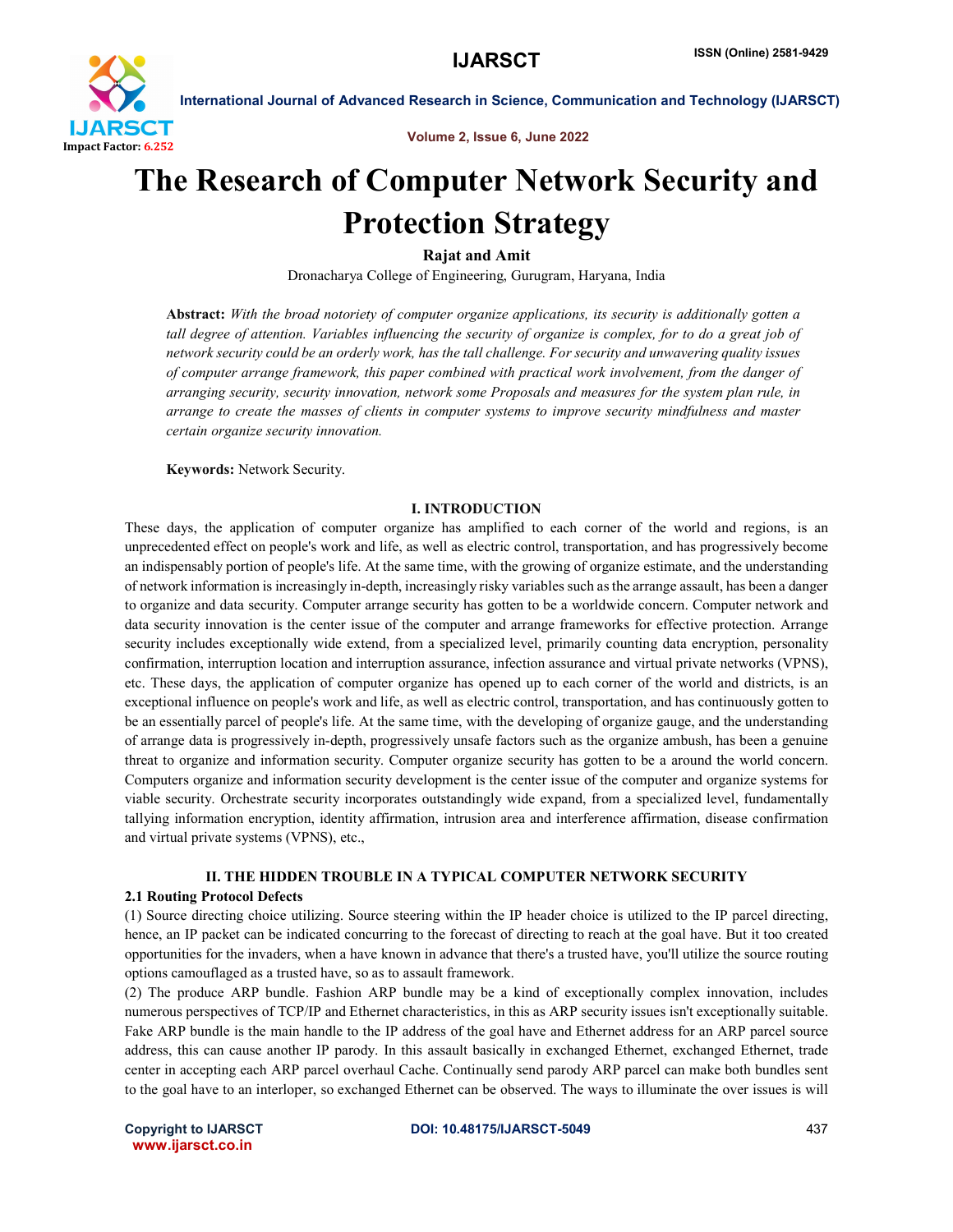# The Research of Computer Network Security and Protection Strategy

**Rajat and Amit**

Dronacharya College of Engineering, Gurugram, Haryana, India

**Abstract:** *With the broad notoriety of computer organize applications, its security is additionally gotten a tall degree of attention. Variables influencing the security of organize is complex, for to do a great job of network security could be an orderly work, has the tall challenge. For security and unwavering quality issues of computer arrange framework, this paper combined with practical work involvement, from the danger of arranging security, security innovation, network some Proposals and measures for the system plan rule, in arrange to create the masses of clients in computer systems to improve security mindfulness and master certain organize security innovation.*

**Keywords:** Network Security.

## I. INTRODUCTION

These days, the application of computer organize has amplified to each corner of the world and regions, is an unprecedented effect on people's work and life, as well as electric control, transportation, and has progressively become an indispensably portion of people's life. At the same time, with the growing of organize estimate, and the understanding of network information is increasingly in-depth, increasingly risky variables such as the arrange assault, has been a danger to organize and data security. Computer arrange security has gotten to be a worldwide concern. Computer network and data security innovation is the center issue of the computer and arrange frameworks for effective protection. Arrange security includes exceptionally wide extend, from a specialized level, primarily counting data encryption, personality confirmation, interruption location and interruption assurance, infection assurance and virtual private networks (VPNS), etc. These days, the application of computer organize has opened up to each corner of the world and districts, is an exceptional influence on people's work and life, as well as electric control, transportation, and has continuously gotten to be an essentially parcel of people's life. At the same time, with the developing of organize gauge, and the understanding of arrange data is progressively in-depth, progressively unsafe factors such as the organize ambush, has been a genuine threat to organize and information security. Computer organize security has gotten to be a around the world concern. Computers organize and information security development is the center issue of the computer and organize systems for viable security. Orchestrate security incorporates outstandingly wide expand, from a specialized level, fundamentally tallying information encryption, identity affirmation, intrusion area and interference affirmation, disease confirmation and virtual private systems (VPNS), etc.,

## II. THE HIDDEN TROUBLE IN A TYPICAL COMPUTER NETWORK SECURITY

### 2.1 Routing Protocol Defects

(1) Source directing choice utilizing. Source steering within the IP header choice is utilized to the IP parcel directing, hence, an IP packet can be indicated concurring to the forecast of directing to reach at the goal have. But it too created opportunities for the invaders, when a have known in advance that there's a trusted have, you'll utilize the source routing options camouflaged as a trusted have, so as to assault framework.

(2) The produce ARP bundle. Fashion ARP bundle may be a kind of exceptionally complex innovation, includes numerous perspectives of TCP/IP and Ethernet characteristics, in this as ARP security issues isn't exceptionally suitable. Fake ARP bundle is the main handle to the IP address of the goal have and Ethernet address for an ARP parcel source address, this can cause another IP parody. In this assault basically in exchanged Ethernet, exchanged Ethernet, trade center in accepting each ARP parcel overhaul Cache. Continually send parody ARP parcel can make both bundles sent to the goal have to an interloper, so exchanged Ethernet can be observed. The ways to illuminate the over issues is will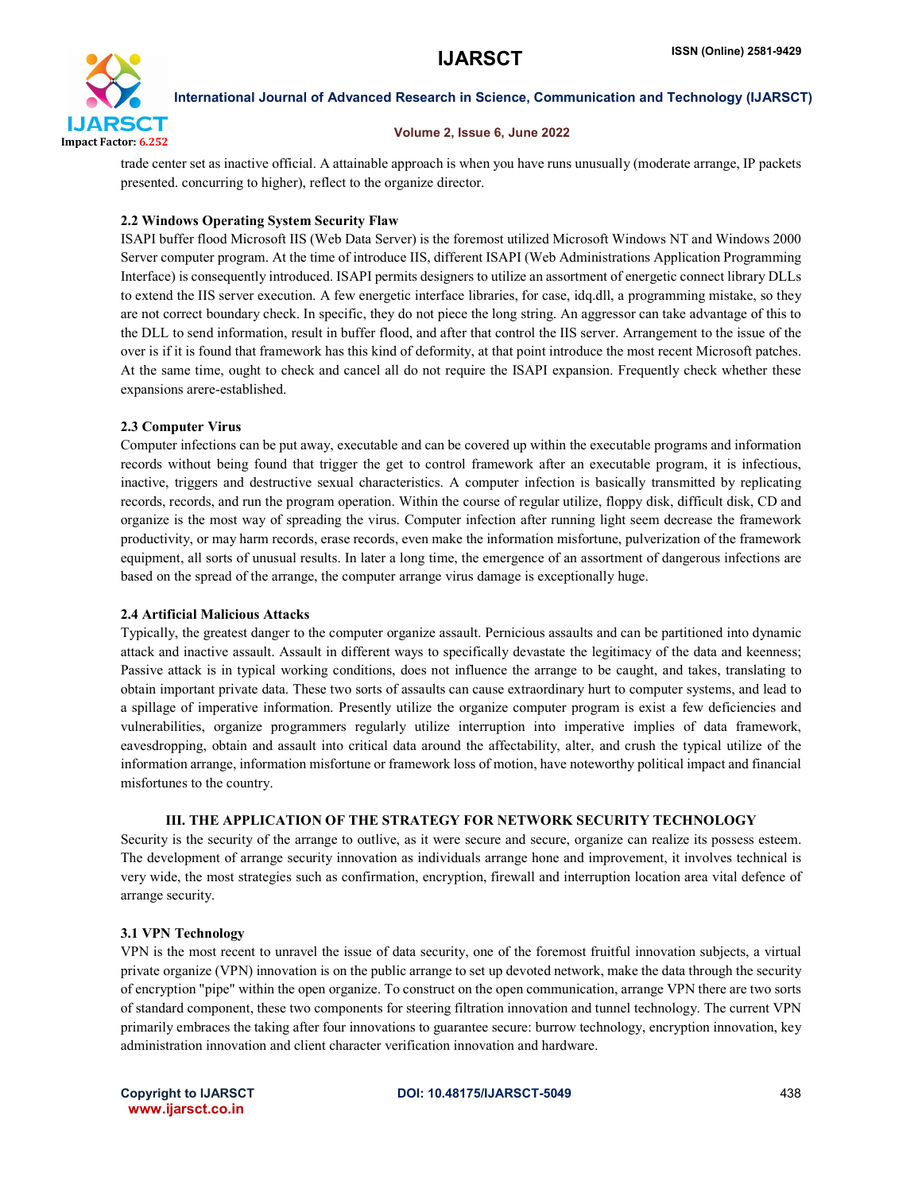trade center set as inactive official. A attainable approach is when you have runs unusually (moderate arrange, IP packets presented. concurring to higher), reflect to the organize director.

### 2.2 Windows Operating System Security Flaw

ISAPI buffer flood Microsoft IIS (Web Data Server) is the foremost utilized Microsoft Windows NT and Windows 2000 Server computer program. At the time of introduce IIS, different ISAPI (Web Administrations Application Programming Interface) is consequently introduced. ISAPI permits designers to utilize an assortment of energetic connect library DLLs to extend the IIS server execution. A few energetic interface libraries, for case, idq.dll, a programming mistake, so they are not correct boundary check. In specific, they do not piece the long string. An aggressor can take advantage of this to the DLL to send information, result in buffer flood, and after that control the IIS server. Arrangement to the issue of the over is if it is found that framework has this kind of deformity, at that point introduce the most recent Microsoft patches. At the same time, ought to check and cancel all do not require the ISAPI expansion. Frequently check whether these expansions arere-established.

### 2.3 Computer Virus

Computer infections can be put away, executable and can be covered up within the executable programs and information records without being found that trigger the get to control framework after an executable program, it is infectious, inactive, triggers and destructive sexual characteristics. A computer infection is basically transmitted by replicating records, records, and run the program operation. Within the course of regular utilize, floppy disk, difficult disk, CD and organize is the most way of spreading the virus. Computer infection after running light seem decrease the framework productivity, or may harm records, erase records, even make the information misfortune, pulverization of the framework equipment, all sorts of unusual results. In later a long time, the emergence of an assortment of dangerous infections are based on the spread of the arrange, the computer arrange virus damage is exceptionally huge.

### 2.4 Artificial Malicious Attacks

Typically, the greatest danger to the computer organize assault. Pernicious assaults and can be partitioned into dynamic attack and inactive assault. Assault in different ways to specifically devastate the legitimacy of the data and keenness; Passive attack is in typical working conditions, does not influence the arrange to be caught, and takes, translating to obtain important private data. These two sorts of assaults can cause extraordinary hurt to computer systems, and lead to a spillage of imperative information. Presently utilize the organize computer program is exist a few deficiencies and vulnerabilities, organize programmers regularly utilize interruption into imperative implies of data framework, eavesdropping, obtain and assault into critical data around the affectability, alter, and crush the typical utilize of the information arrange, information misfortune or framework loss of motion, have noteworthy political impact and financial misfortunes to the country.

## III. THE APPLICATION OF THE STRATEGY FOR NETWORK SECURITY TECHNOLOGY

Security is the security of the arrange to outlive, as it were secure and secure, organize can realize its possess esteem. The development of arrange security innovation as individuals arrange hone and improvement, it involves technical is very wide, the most strategies such as confirmation, encryption, firewall and interruption location area vital defence of arrange security.

### 3.1 VPN Technology

VPN is the most recent to unravel the issue of data security, one of the foremost fruitful innovation subjects, a virtual private organize (VPN) innovation is on the public arrange to set up devoted network, make the data through the security of encryption "pipe" within the open organize. To construct on the open communication, arrange VPN there are two sorts of standard component, these two components for steering filtration innovation and tunnel technology. The current VPN primarily embraces the taking after four innovations to guarantee secure: burrow technology, encryption innovation, key administration innovation and client character verification innovation and hardware.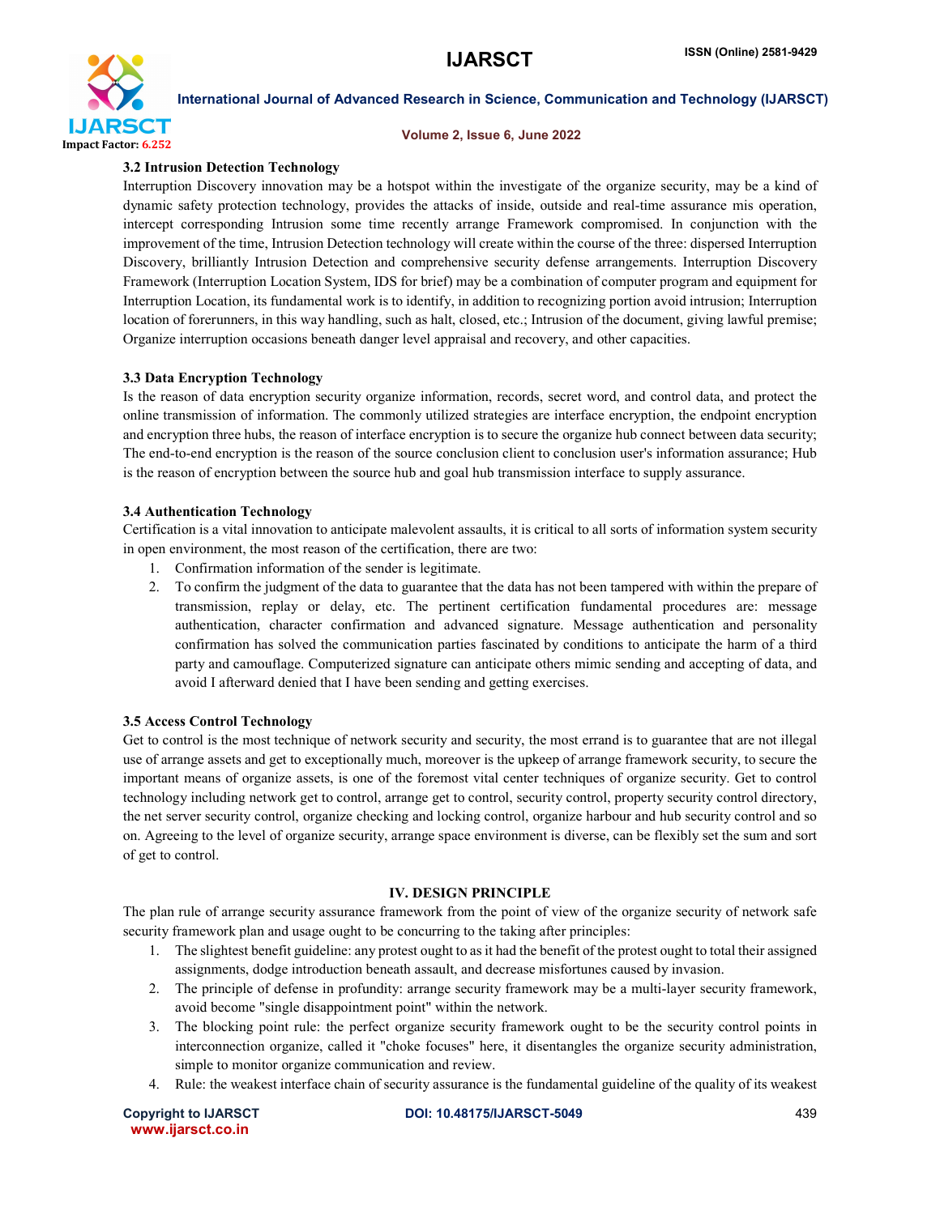### 3.2 Intrusion Detection Technology

Interruption Discovery innovation may be a hotspot within the investigate of the organize security, may be a kind of dynamic safety protection technology, provides the attacks of inside, outside and real-time assurance mis operation, intercept corresponding Intrusion some time recently arrange Framework compromised. In conjunction with the improvement of the time, Intrusion Detection technology will create within the course of the three: dispersed Interruption Discovery, brilliantly Intrusion Detection and comprehensive security defense arrangements. Interruption Discovery Framework (Interruption Location System, IDS for brief) may be a combination of computer program and equipment for Interruption Location, its fundamental work is to identify, in addition to recognizing portion avoid intrusion; Interruption location of forerunners, in this way handling, such as halt, closed, etc.; Intrusion of the document, giving lawful premise; Organize interruption occasions beneath danger level appraisal and recovery, and other capacities.

### 3.3 Data Encryption Technology

Is the reason of data encryption security organize information, records, secret word, and control data, and protect the online transmission of information. The commonly utilized strategies are interface encryption, the endpoint encryption and encryption three hubs, the reason of interface encryption is to secure the organize hub connect between data security; The end-to-end encryption is the reason of the source conclusion client to conclusion user's information assurance; Hub is the reason of encryption between the source hub and goal hub transmission interface to supply assurance.

### 3.4 Authentication Technology

Certification is a vital innovation to anticipate malevolent assaults, it is critical to all sorts of information system security in open environment, the most reason of the certification, there are two:

1. Confirmation information of the sender is legitimate.
2. To confirm the judgment of the data to guarantee that the data has not been tampered with within the prepare of transmission, replay or delay, etc. The pertinent certification fundamental procedures are: message authentication, character confirmation and advanced signature. Message authentication and personality confirmation has solved the communication parties fascinated by conditions to anticipate the harm of a third party and camouflage. Computerized signature can anticipate others mimic sending and accepting of data, and avoid I afterward denied that I have been sending and getting exercises.

### 3.5 Access Control Technology

Get to control is the most technique of network security and security, the most errand is to guarantee that are not illegal use of arrange assets and get to exceptionally much, moreover is the upkeep of arrange framework security, to secure the important means of organize assets, is one of the foremost vital center techniques of organize security. Get to control technology including network get to control, arrange get to control, security control, property security control directory, the net server security control, organize checking and locking control, organize harbour and hub security control and so on. Agreeing to the level of organize security, arrange space environment is diverse, can be flexibly set the sum and sort of get to control.

## IV. DESIGN PRINCIPLE

The plan rule of arrange security assurance framework from the point of view of the organize security of network safe security framework plan and usage ought to be concurring to the taking after principles:

1. The slightest benefit guideline: any protest ought to as it had the benefit of the protest ought to total their assigned assignments, dodge introduction beneath assault, and decrease misfortunes caused by invasion.
2. The principle of defense in profundity: arrange security framework may be a multi-layer security framework, avoid become "single disappointment point" within the network.
3. The blocking point rule: the perfect organize security framework ought to be the security control points in interconnection organize, called it "choke focuses" here, it disentangles the organize security administration, simple to monitor organize communication and review.
4. Rule: the weakest interface chain of security assurance is the fundamental guideline of the quality of its weakest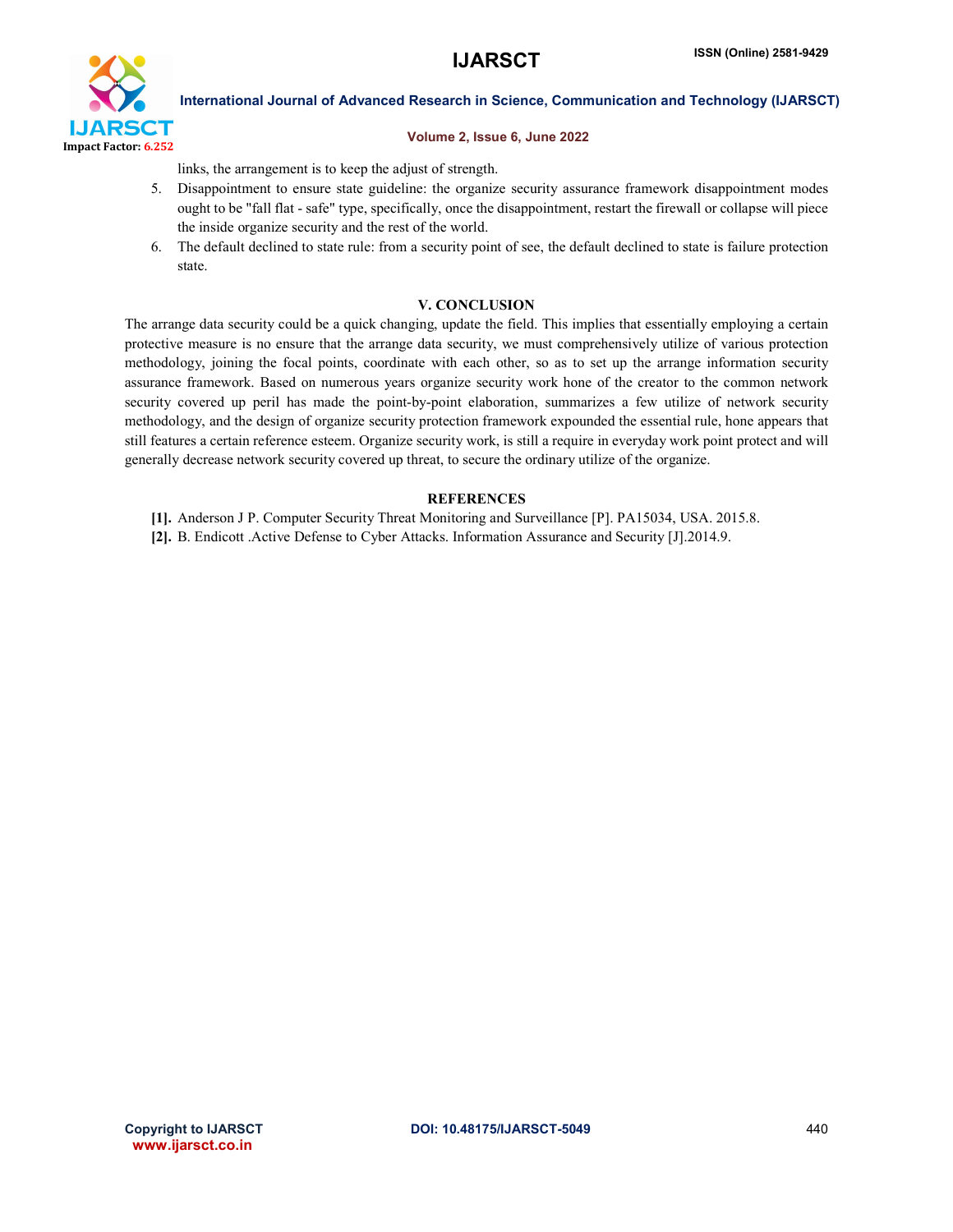links, the arrangement is to keep the adjust of strength.

5. Disappointment to ensure state guideline: the organize security assurance framework disappointment modes ought to be "fall flat - safe" type, specifically, once the disappointment, restart the firewall or collapse will piece the inside organize security and the rest of the world.
6. The default declined to state rule: from a security point of see, the default declined to state is failure protection state.

## V. CONCLUSION

The arrange data security could be a quick changing, update the field. This implies that essentially employing a certain protective measure is no ensure that the arrange data security, we must comprehensively utilize of various protection methodology, joining the focal points, coordinate with each other, so as to set up the arrange information security assurance framework. Based on numerous years organize security work hone of the creator to the common network security covered up peril has made the point-by-point elaboration, summarizes a few utilize of network security methodology, and the design of organize security protection framework expounded the essential rule, hone appears that still features a certain reference esteem. Organize security work, is still a require in everyday work point protect and will generally decrease network security covered up threat, to secure the ordinary utilize of the organize.

## REFERENCES

**[1].** Anderson J P. Computer Security Threat Monitoring and Surveillance [P]. PA15034, USA. 2015.8.

**[2].** B. Endicott .Active Defense to Cyber Attacks. Information Assurance and Security [J].2014.9.